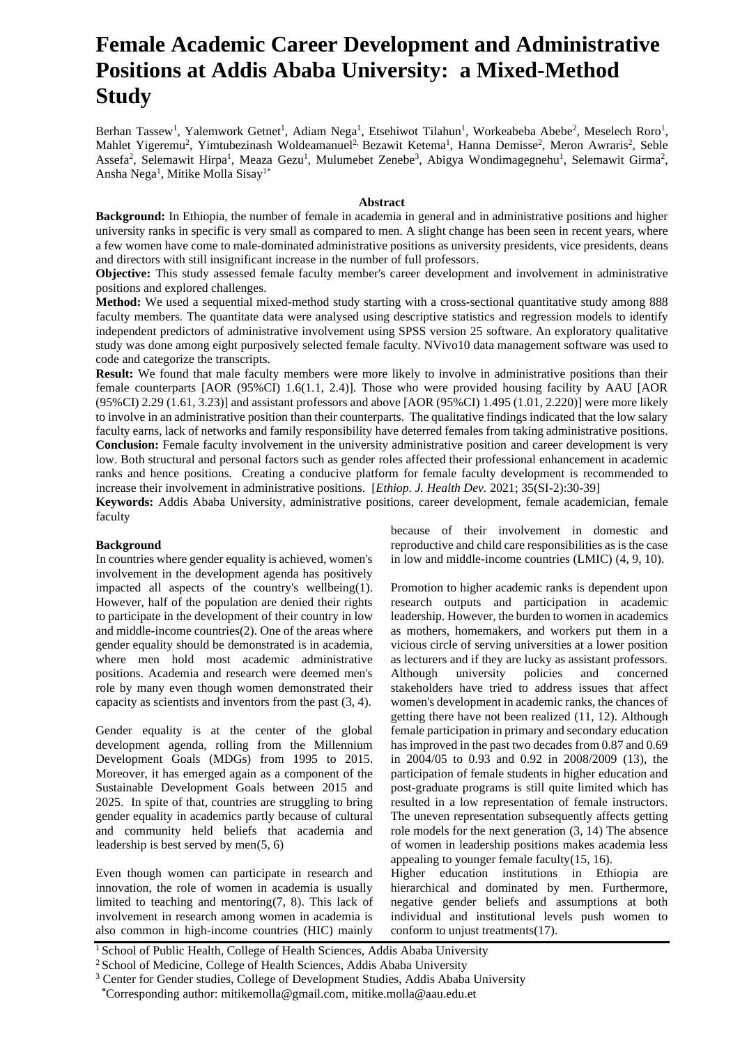# Female Academic Career Development and Administrative Positions at Addis Ababa University: a Mixed-Method Study

Berhan Tassew[1], Yalemwork Getnet[1], Adiam Nega[1], Etsehiwot Tilahun[1], Workeabeba Abebe[2], Meselech Roro[1], Mahlet Yigeremu[2], Yimtubezinash Woldeamanuel[2,] Bezawit Ketema[1], Hanna Demisse[2], Meron Awraris[2], Seble Assefa[2], Selemawit Hirpa[1], Meaza Gezu[1], Mulumebet Zenebe[3], Abigya Wondimagegnehu[1], Selemawit Girma[2], Ansha Nega[1], Mitike Molla Sisay[1*]

### Abstract

**Background:** In Ethiopia, the number of female in academia in general and in administrative positions and higher university ranks in specific is very small as compared to men. A slight change has been seen in recent years, where a few women have come to male-dominated administrative positions as university presidents, vice presidents, deans and directors with still insignificant increase in the number of full professors.

**Objective:** This study assessed female faculty member's career development and involvement in administrative positions and explored challenges.

**Method:** We used a sequential mixed-method study starting with a cross-sectional quantitative study among 888 faculty members. The quantitate data were analysed using descriptive statistics and regression models to identify independent predictors of administrative involvement using SPSS version 25 software. An exploratory qualitative study was done among eight purposively selected female faculty. NVivo10 data management software was used to code and categorize the transcripts.

**Result:** We found that male faculty members were more likely to involve in administrative positions than their female counterparts [AOR (95%CI) 1.6(1.1, 2.4)]. Those who were provided housing facility by AAU [AOR (95%CI) 2.29 (1.61, 3.23)] and assistant professors and above [AOR (95%CI) 1.495 (1.01, 2.220)] were more likely to involve in an administrative position than their counterparts. The qualitative findings indicated that the low salary faculty earns, lack of networks and family responsibility have deterred females from taking administrative positions.

**Conclusion:** Female faculty involvement in the university administrative position and career development is very low. Both structural and personal factors such as gender roles affected their professional enhancement in academic ranks and hence positions. Creating a conducive platform for female faculty development is recommended to increase their involvement in administrative positions. [*Ethiop. J. Health Dev.* 2021; 35(SI-2):30-39]

**Keywords:** Addis Ababa University, administrative positions, career development, female academician, female faculty

### Background

In countries where gender equality is achieved, women's involvement in the development agenda has positively impacted all aspects of the country's wellbeing(1). However, half of the population are denied their rights to participate in the development of their country in low and middle-income countries(2). One of the areas where gender equality should be demonstrated is in academia, where men hold most academic administrative positions. Academia and research were deemed men's role by many even though women demonstrated their capacity as scientists and inventors from the past (3, 4).

Gender equality is at the center of the global development agenda, rolling from the Millennium Development Goals (MDGs) from 1995 to 2015. Moreover, it has emerged again as a component of the Sustainable Development Goals between 2015 and 2025. In spite of that, countries are struggling to bring gender equality in academics partly because of cultural and community held beliefs that academia and leadership is best served by men(5, 6)

Even though women can participate in research and innovation, the role of women in academia is usually limited to teaching and mentoring(7, 8). This lack of involvement in research among women in academia is also common in high-income countries (HIC) mainly because of their involvement in domestic and reproductive and child care responsibilities as is the case in low and middle-income countries (LMIC) (4, 9, 10).

Promotion to higher academic ranks is dependent upon research outputs and participation in academic leadership. However, the burden to women in academics as mothers, homemakers, and workers put them in a vicious circle of serving universities at a lower position as lecturers and if they are lucky as assistant professors. Although university policies and concerned stakeholders have tried to address issues that affect women's development in academic ranks, the chances of getting there have not been realized (11, 12). Although female participation in primary and secondary education has improved in the past two decades from 0.87 and 0.69 in 2004/05 to 0.93 and 0.92 in 2008/2009 (13), the participation of female students in higher education and post-graduate programs is still quite limited which has resulted in a low representation of female instructors. The uneven representation subsequently affects getting role models for the next generation (3, 14) The absence of women in leadership positions makes academia less appealing to younger female faculty(15, 16).

Higher education institutions in Ethiopia are hierarchical and dominated by men. Furthermore, negative gender beliefs and assumptions at both individual and institutional levels push women to conform to unjust treatments(17).

[1] School of Public Health, College of Health Sciences, Addis Ababa University

[2] School of Medicine, College of Health Sciences, Addis Ababa University

[3] Center for Gender studies, College of Development Studies, Addis Ababa University

[*] Corresponding author: mitikemolla@gmail.com, mitike.molla@aau.edu.et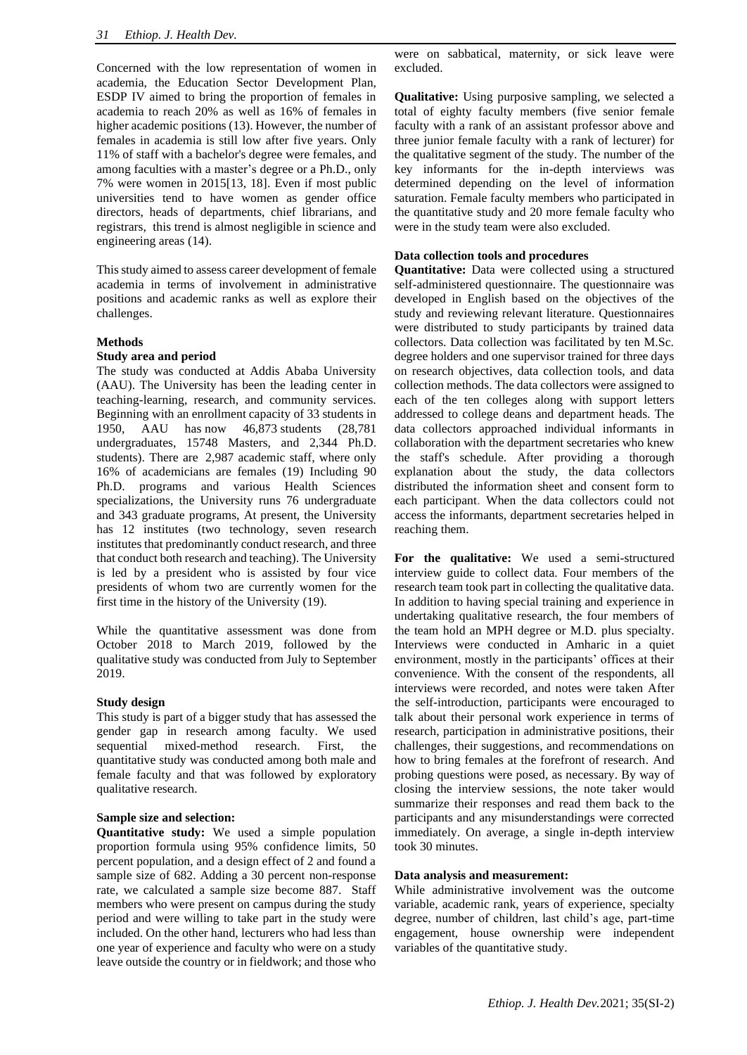Concerned with the low representation of women in academia, the Education Sector Development Plan, ESDP IV aimed to bring the proportion of females in academia to reach 20% as well as 16% of females in higher academic positions (13). However, the number of females in academia is still low after five years. Only 11% of staff with a bachelor's degree were females, and among faculties with a master's degree or a Ph.D., only 7% were women in 2015[13, 18]. Even if most public universities tend to have women as gender office directors, heads of departments, chief librarians, and registrars, this trend is almost negligible in science and engineering areas (14).

This study aimed to assess career development of female academia in terms of involvement in administrative positions and academic ranks as well as explore their challenges.

## Methods

### Study area and period

The study was conducted at Addis Ababa University (AAU). The University has been the leading center in teaching-learning, research, and community services. Beginning with an enrollment capacity of 33 students in 1950, AAU has now 46,873 students (28,781 undergraduates, 15748 Masters, and 2,344 Ph.D. students). There are 2,987 academic staff, where only 16% of academicians are females (19) Including 90 Ph.D. programs and various Health Sciences specializations, the University runs 76 undergraduate and 343 graduate programs, At present, the University has 12 institutes (two technology, seven research institutes that predominantly conduct research, and three that conduct both research and teaching). The University is led by a president who is assisted by four vice presidents of whom two are currently women for the first time in the history of the University (19).

While the quantitative assessment was done from October 2018 to March 2019, followed by the qualitative study was conducted from July to September 2019.

### Study design

This study is part of a bigger study that has assessed the gender gap in research among faculty. We used sequential mixed-method research. First, the quantitative study was conducted among both male and female faculty and that was followed by exploratory qualitative research.

### Sample size and selection:

**Quantitative study:** We used a simple population proportion formula using 95% confidence limits, 50 percent population, and a design effect of 2 and found a sample size of 682. Adding a 30 percent non-response rate, we calculated a sample size become 887. Staff members who were present on campus during the study period and were willing to take part in the study were included. On the other hand, lecturers who had less than one year of experience and faculty who were on a study leave outside the country or in fieldwork; and those who were on sabbatical, maternity, or sick leave were excluded.

**Qualitative:** Using purposive sampling, we selected a total of eighty faculty members (five senior female faculty with a rank of an assistant professor above and three junior female faculty with a rank of lecturer) for the qualitative segment of the study. The number of the key informants for the in-depth interviews was determined depending on the level of information saturation. Female faculty members who participated in the quantitative study and 20 more female faculty who were in the study team were also excluded.

### Data collection tools and procedures

**Quantitative:** Data were collected using a structured self-administered questionnaire. The questionnaire was developed in English based on the objectives of the study and reviewing relevant literature. Questionnaires were distributed to study participants by trained data collectors. Data collection was facilitated by ten M.Sc. degree holders and one supervisor trained for three days on research objectives, data collection tools, and data collection methods. The data collectors were assigned to each of the ten colleges along with support letters addressed to college deans and department heads. The data collectors approached individual informants in collaboration with the department secretaries who knew the staff's schedule. After providing a thorough explanation about the study, the data collectors distributed the information sheet and consent form to each participant. When the data collectors could not access the informants, department secretaries helped in reaching them.

**For the qualitative:** We used a semi-structured interview guide to collect data. Four members of the research team took part in collecting the qualitative data. In addition to having special training and experience in undertaking qualitative research, the four members of the team hold an MPH degree or M.D. plus specialty. Interviews were conducted in Amharic in a quiet environment, mostly in the participants' offices at their convenience. With the consent of the respondents, all interviews were recorded, and notes were taken After the self-introduction, participants were encouraged to talk about their personal work experience in terms of research, participation in administrative positions, their challenges, their suggestions, and recommendations on how to bring females at the forefront of research. And probing questions were posed, as necessary. By way of closing the interview sessions, the note taker would summarize their responses and read them back to the participants and any misunderstandings were corrected immediately. On average, a single in-depth interview took 30 minutes.

### Data analysis and measurement:

While administrative involvement was the outcome variable, academic rank, years of experience, specialty degree, number of children, last child's age, part-time engagement, house ownership were independent variables of the quantitative study.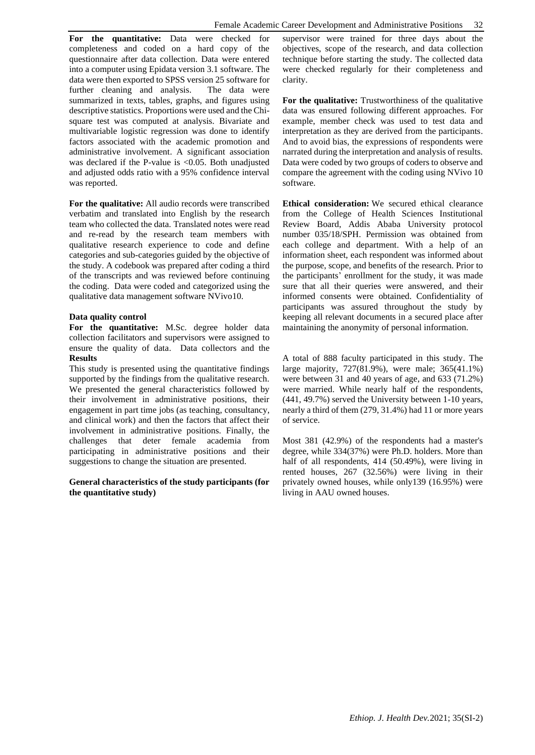**For the quantitative:** Data were checked for completeness and coded on a hard copy of the questionnaire after data collection. Data were entered into a computer using Epidata version 3.1 software. The data were then exported to SPSS version 25 software for further cleaning and analysis. The data were summarized in texts, tables, graphs, and figures using descriptive statistics. Proportions were used and the Chi-square test was computed at analysis. Bivariate and multivariable logistic regression was done to identify factors associated with the academic promotion and administrative involvement. A significant association was declared if the P-value is <0.05. Both unadjusted and adjusted odds ratio with a 95% confidence interval was reported.

**For the qualitative:** All audio records were transcribed verbatim and translated into English by the research team who collected the data. Translated notes were read and re-read by the research team members with qualitative research experience to code and define categories and sub-categories guided by the objective of the study. A codebook was prepared after coding a third of the transcripts and was reviewed before continuing the coding. Data were coded and categorized using the qualitative data management software NVivo10.

**Data quality control**

**For the quantitative:** M.Sc. degree holder data collection facilitators and supervisors were assigned to ensure the quality of data. Data collectors and the supervisor were trained for three days about the objectives, scope of the research, and data collection technique before starting the study. The collected data were checked regularly for their completeness and clarity.

**For the qualitative:** Trustworthiness of the qualitative data was ensured following different approaches. For example, member check was used to test data and interpretation as they are derived from the participants. And to avoid bias, the expressions of respondents were narrated during the interpretation and analysis of results. Data were coded by two groups of coders to observe and compare the agreement with the coding using NVivo 10 software.

**Ethical consideration:** We secured ethical clearance from the College of Health Sciences Institutional Review Board, Addis Ababa University protocol number 035/18/SPH. Permission was obtained from each college and department. With a help of an information sheet, each respondent was informed about the purpose, scope, and benefits of the research. Prior to the participants' enrollment for the study, it was made sure that all their queries were answered, and their informed consents were obtained. Confidentiality of participants was assured throughout the study by keeping all relevant documents in a secured place after maintaining the anonymity of personal information.

## Results

This study is presented using the quantitative findings supported by the findings from the qualitative research. We presented the general characteristics followed by their involvement in administrative positions, their engagement in part time jobs (as teaching, consultancy, and clinical work) and then the factors that affect their involvement in administrative positions. Finally, the challenges that deter female academia from participating in administrative positions and their suggestions to change the situation are presented.

**General characteristics of the study participants (for the quantitative study)**

A total of 888 faculty participated in this study. The large majority, 727(81.9%), were male; 365(41.1%) were between 31 and 40 years of age, and 633 (71.2%) were married. While nearly half of the respondents, (441, 49.7%) served the University between 1-10 years, nearly a third of them (279, 31.4%) had 11 or more years of service.

Most 381 (42.9%) of the respondents had a master's degree, while 334(37%) were Ph.D. holders. More than half of all respondents, 414 (50.49%), were living in rented houses, 267 (32.56%) were living in their privately owned houses, while only139 (16.95%) were living in AAU owned houses.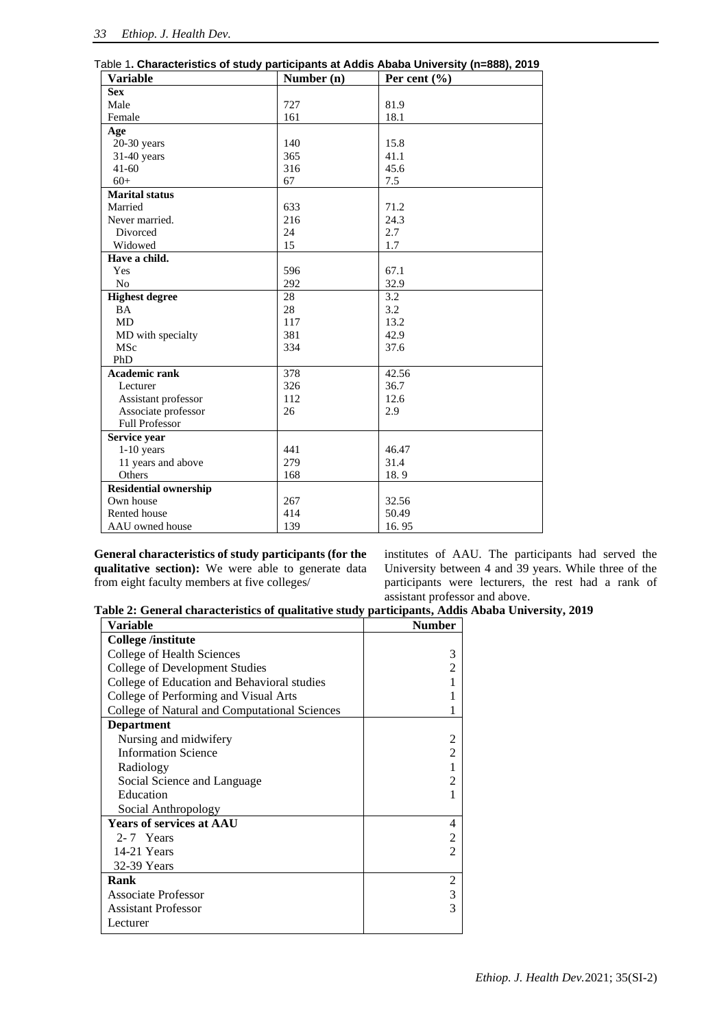Table 1. **Characteristics of study participants at Addis Ababa University (n=888), 2019**

| Variable | Number (n) | Per cent (%) |
|---|---|---|
| **Sex** | | |
| Male | 727 | 81.9 |
| Female | 161 | 18.1 |
| **Age** | | |
| 20-30 years | 140 | 15.8 |
| 31-40 years | 365 | 41.1 |
| 41-60 | 316 | 45.6 |
| 60+ | 67 | 7.5 |
| **Marital status** | | |
| Married | 633 | 71.2 |
| Never married. | 216 | 24.3 |
| Divorced | 24 | 2.7 |
| Widowed | 15 | 1.7 |
| **Have a child.** | | |
| Yes | 596 | 67.1 |
| No | 292 | 32.9 |
| **Highest degree** | 28 | 3.2 |
| BA | 28 | 3.2 |
| MD | 117 | 13.2 |
| MD with specialty | 381 | 42.9 |
| MSc | 334 | 37.6 |
| PhD | | |
| **Academic rank** | 378 | 42.56 |
| Lecturer | 326 | 36.7 |
| Assistant professor | 112 | 12.6 |
| Associate professor | 26 | 2.9 |
| Full Professor | | |
| **Service year** | | |
| 1-10 years | 441 | 46.47 |
| 11 years and above | 279 | 31.4 |
| Others | 168 | 18. 9 |
| **Residential ownership** | | |
| Own house | 267 | 32.56 |
| Rented house | 414 | 50.49 |
| AAU owned house | 139 | 16. 95 |

**General characteristics of study participants (for the qualitative section):** We were able to generate data from eight faculty members at five colleges/ institutes of AAU. The participants had served the University between 4 and 39 years. While three of the participants were lecturers, the rest had a rank of assistant professor and above.

**Table 2: General characteristics of qualitative study participants, Addis Ababa University, 2019**

| Variable | Number |
|---|---|
| **College /institute** | |
| College of Health Sciences | 3 |
| College of Development Studies | 2 |
| College of Education and Behavioral studies | 1 |
| College of Performing and Visual Arts | 1 |
| College of Natural and Computational Sciences | 1 |
| **Department** | |
| Nursing and midwifery | 2 |
| Information Science | 2 |
| Radiology | 1 |
| Social Science and Language | 2 |
| Education | 1 |
| Social Anthropology | |
| **Years of services at AAU** | 4 |
| 2- 7 Years | 2 |
| 14-21 Years | 2 |
| 32-39 Years | |
| **Rank** | 2 |
| Associate Professor | 3 |
| Assistant Professor | 3 |
| Lecturer | |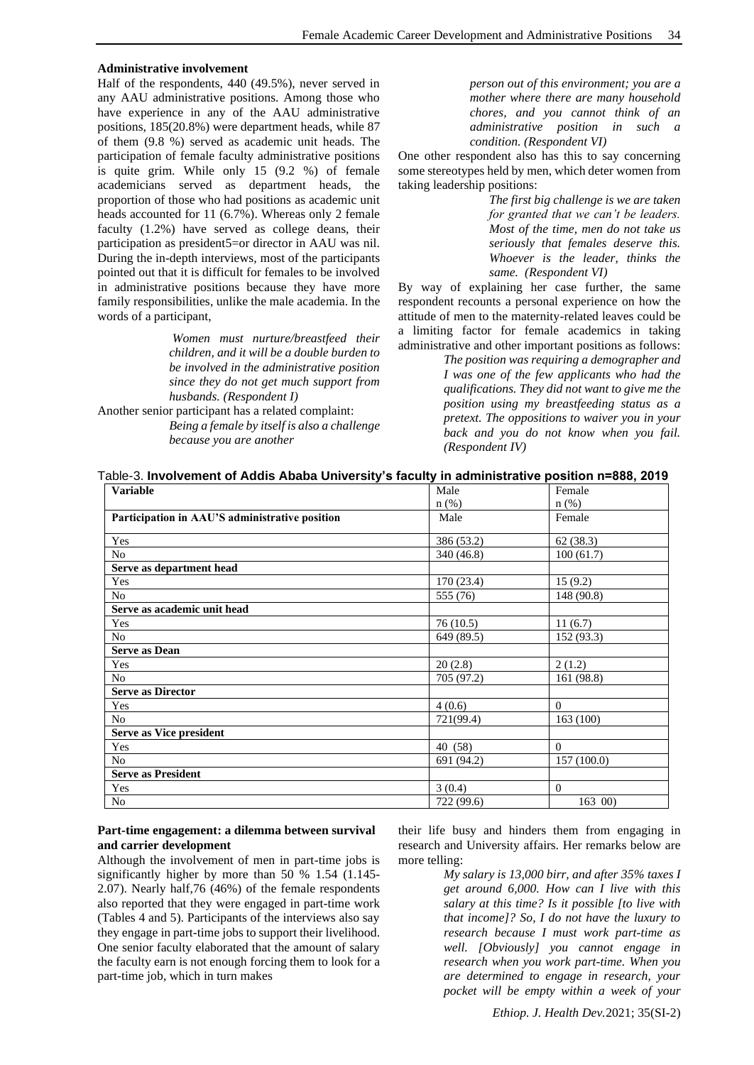#### Administrative involvement

Half of the respondents, 440 (49.5%), never served in any AAU administrative positions. Among those who have experience in any of the AAU administrative positions, 185(20.8%) were department heads, while 87 of them (9.8 %) served as academic unit heads. The participation of female faculty administrative positions is quite grim. While only 15 (9.2 %) of female academicians served as department heads, the proportion of those who had positions as academic unit heads accounted for 11 (6.7%). Whereas only 2 female faculty (1.2%) have served as college deans, their participation as president5=or director in AAU was nil. During the in-depth interviews, most of the participants pointed out that it is difficult for females to be involved in administrative positions because they have more family responsibilities, unlike the male academia. In the words of a participant,

> *Women must nurture/breastfeed their children, and it will be a double burden to be involved in the administrative position since they do not get much support from husbands. (Respondent I)*

Another senior participant has a related complaint:

> *Being a female by itself is also a challenge because you are another person out of this environment; you are a mother where there are many household chores, and you cannot think of an administrative position in such a condition. (Respondent VI)*

One other respondent also has this to say concerning some stereotypes held by men, which deter women from taking leadership positions:

> *The first big challenge is we are taken for granted that we can't be leaders. Most of the time, men do not take us seriously that females deserve this. Whoever is the leader, thinks the same. (Respondent VI)*

By way of explaining her case further, the same respondent recounts a personal experience on how the attitude of men to the maternity-related leaves could be a limiting factor for female academics in taking administrative and other important positions as follows:

> *The position was requiring a demographer and I was one of the few applicants who had the qualifications. They did not want to give me the position using my breastfeeding status as a pretext. The oppositions to waiver you in your back and you do not know when you fail. (Respondent IV)*

Table-3. **Involvement of Addis Ababa University's faculty in administrative position n=888, 2019**

| Variable | Male n (%) | Female n (%) |
|---|---|---|
| **Participation in AAU'S administrative position** | Male | Female |
| Yes | 386 (53.2) | 62 (38.3) |
| No | 340 (46.8) | 100 (61.7) |
| **Serve as department head** | | |
| Yes | 170 (23.4) | 15 (9.2) |
| No | 555 (76) | 148 (90.8) |
| **Serve as academic unit head** | | |
| Yes | 76 (10.5) | 11 (6.7) |
| No | 649 (89.5) | 152 (93.3) |
| **Serve as Dean** | | |
| Yes | 20 (2.8) | 2 (1.2) |
| No | 705 (97.2) | 161 (98.8) |
| **Serve as Director** | | |
| Yes | 4 (0.6) | 0 |
| No | 721(99.4) | 163 (100) |
| **Serve as Vice president** | | |
| Yes | 40 (58) | 0 |
| No | 691 (94.2) | 157 (100.0) |
| **Serve as President** | | |
| Yes | 3 (0.4) | 0 |
| No | 722 (99.6) | 163 00) |

#### Part-time engagement: a dilemma between survival and carrier development

Although the involvement of men in part-time jobs is significantly higher by more than 50 % 1.54 (1.145-2.07). Nearly half,76 (46%) of the female respondents also reported that they were engaged in part-time work (Tables 4 and 5). Participants of the interviews also say they engage in part-time jobs to support their livelihood. One senior faculty elaborated that the amount of salary the faculty earn is not enough forcing them to look for a part-time job, which in turn makes their life busy and hinders them from engaging in research and University affairs. Her remarks below are more telling:

> *My salary is 13,000 birr, and after 35% taxes I get around 6,000. How can I live with this salary at this time? Is it possible [to live with that income]? So, I do not have the luxury to research because I must work part-time as well. [Obviously] you cannot engage in research when you work part-time. When you are determined to engage in research, your pocket will be empty within a week of your*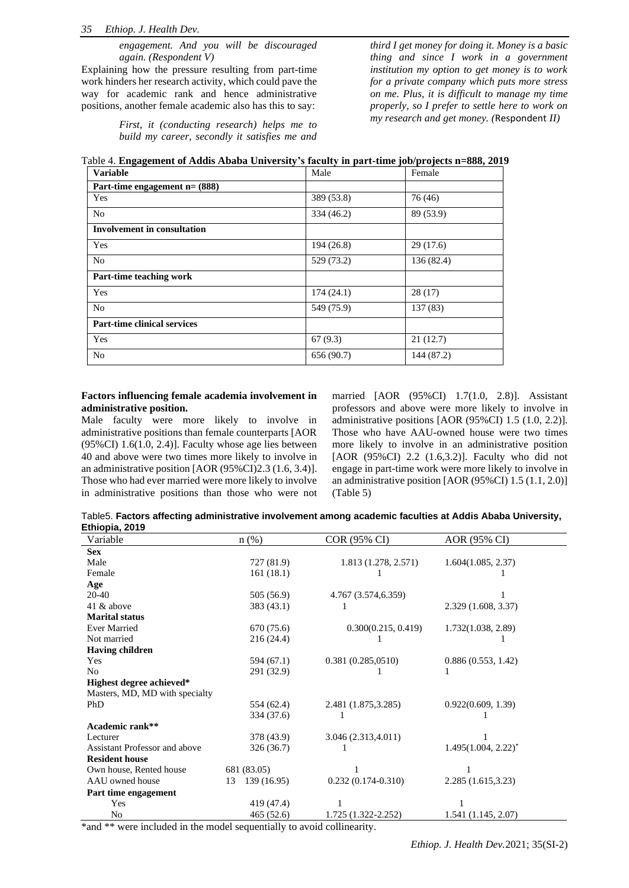*engagement. And you will be discouraged again. (Respondent V)*

Explaining how the pressure resulting from part-time work hinders her research activity, which could pave the way for academic rank and hence administrative positions, another female academic also has this to say:

> *First, it (conducting research) helps me to build my career, secondly it satisfies me and third I get money for doing it. Money is a basic thing and since I work in a government institution my option to get money is to work for a private company which puts more stress on me. Plus, it is difficult to manage my time properly, so I prefer to settle here to work on my research and get money. (*Respondent *II)*

Table 4. **Engagement of Addis Ababa University's faculty in part-time job/projects n=888, 2019**

| Variable | Male | Female |
|---|---|---|
| **Part-time engagement n= (888)** | | |
| Yes | 389 (53.8) | 76 (46) |
| No | 334 (46.2) | 89 (53.9) |
| **Involvement in consultation** | | |
| Yes | 194 (26.8) | 29 (17.6) |
| No | 529 (73.2) | 136 (82.4) |
| **Part-time teaching work** | | |
| Yes | 174 (24.1) | 28 (17) |
| No | 549 (75.9) | 137 (83) |
| **Part-time clinical services** | | |
| Yes | 67 (9.3) | 21 (12.7) |
| No | 656 (90.7) | 144 (87.2) |

**Factors influencing female academia involvement in administrative position.**

Male faculty were more likely to involve in administrative positions than female counterparts [AOR (95%CI) 1.6(1.0, 2.4)]. Faculty whose age lies between 40 and above were two times more likely to involve in an administrative position [AOR (95%CI)2.3 (1.6, 3.4)]. Those who had ever married were more likely to involve in administrative positions than those who were not married [AOR (95%CI) 1.7(1.0, 2.8)]. Assistant professors and above were more likely to involve in administrative positions [AOR (95%CI) 1.5 (1.0, 2.2)]. Those who have AAU-owned house were two times more likely to involve in an administrative position [AOR (95%CI) 2.2 (1.6,3.2)]. Faculty who did not engage in part-time work were more likely to involve in an administrative position [AOR (95%CI) 1.5 (1.1, 2.0)] (Table 5)

Table5. **Factors affecting administrative involvement among academic faculties at Addis Ababa University, Ethiopia, 2019**

| Variable | n (%) | COR (95% CI) | AOR (95% CI) |
|---|---|---|---|
| **Sex** | | | |
| Male | 727 (81.9) | 1.813 (1.278, 2.571) | 1.604(1.085, 2.37) |
| Female | 161 (18.1) | 1 | 1 |
| **Age** | | | |
| 20-40 | 505 (56.9) | 4.767 (3.574,6.359) | 1 |
| 41 & above | 383 (43.1) | 1 | 2.329 (1.608, 3.37) |
| **Marital status** | | | |
| Ever Married | 670 (75.6) | 0.300(0.215, 0.419) | 1.732(1.038, 2.89) |
| Not married | 216 (24.4) | 1 | 1 |
| **Having children** | | | |
| Yes | 594 (67.1) | 0.381 (0.285,0510) | 0.886 (0.553, 1.42) |
| No | 291 (32.9) | 1 | 1 |
| **Highest degree achieved*** | | | |
| Masters, MD, MD with specialty | | | |
| PhD | 554 (62.4) | 2.481 (1.875,3.285) | 0.922(0.609, 1.39) |
| | 334 (37.6) | 1 | 1 |
| **Academic rank**** | | | |
| Lecturer | 378 (43.9) | 3.046 (2.313,4.011) | 1 |
| Assistant Professor and above | 326 (36.7) | 1 | 1.495(1.004, 2.22)* |
| **Resident house** | | | |
| Own house, Rented house | 681 (83.05) | 1 | 1 |
| AAU owned house | 13 139 (16.95) | 0.232 (0.174-0.310) | 2.285 (1.615,3.23) |
| **Part time engagement** | | | |
| Yes | 419 (47.4) | 1 | 1 |
| No | 465 (52.6) | 1.725 (1.322-2.252) | 1.541 (1.145, 2.07) |

*and ** were included in the model sequentially to avoid collinearity.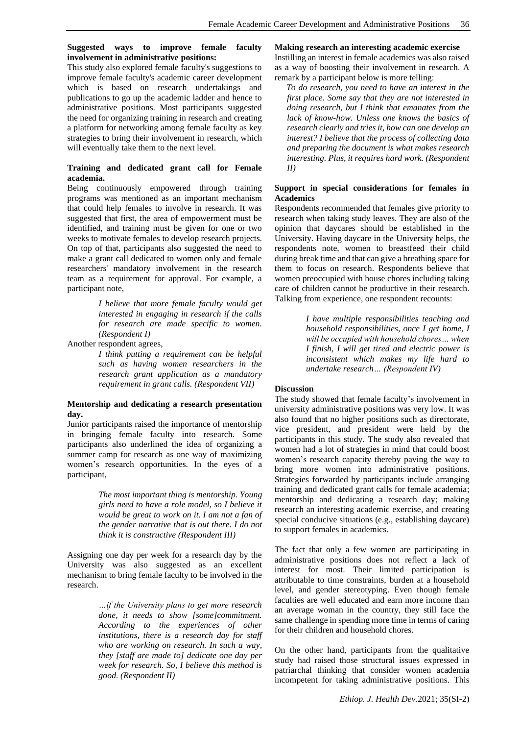**Suggested ways to improve female faculty involvement in administrative positions:**

This study also explored female faculty's suggestions to improve female faculty's academic career development which is based on research undertakings and publications to go up the academic ladder and hence to administrative positions. Most participants suggested the need for organizing training in research and creating a platform for networking among female faculty as key strategies to bring their involvement in research, which will eventually take them to the next level.

**Training and dedicated grant call for Female academia.**

Being continuously empowered through training programs was mentioned as an important mechanism that could help females to involve in research. It was suggested that first, the area of empowerment must be identified, and training must be given for one or two weeks to motivate females to develop research projects. On top of that, participants also suggested the need to make a grant call dedicated to women only and female researchers' mandatory involvement in the research team as a requirement for approval. For example, a participant note,

> *I believe that more female faculty would get interested in engaging in research if the calls for research are made specific to women. (Respondent I)*

Another respondent agrees,

> *I think putting a requirement can be helpful such as having women researchers in the research grant application as a mandatory requirement in grant calls. (Respondent VII)*

**Mentorship and dedicating a research presentation day.**

Junior participants raised the importance of mentorship in bringing female faculty into research. Some participants also underlined the idea of organizing a summer camp for research as one way of maximizing women's research opportunities. In the eyes of a participant,

> *The most important thing is mentorship. Young girls need to have a role model, so I believe it would be great to work on it. I am not a fan of the gender narrative that is out there. I do not think it is constructive (Respondent III)*

Assigning one day per week for a research day by the University was also suggested as an excellent mechanism to bring female faculty to be involved in the research.

> *…if the University plans to get more research done, it needs to show [some]commitment. According to the experiences of other institutions, there is a research day for staff who are working on research. In such a way, they [staff are made to] dedicate one day per week for research. So, I believe this method is good. (Respondent II)*

**Making research an interesting academic exercise**

Instilling an interest in female academics was also raised as a way of boosting their involvement in research. A remark by a participant below is more telling:

> *To do research, you need to have an interest in the first place. Some say that they are not interested in doing research, but I think that emanates from the lack of know-how. Unless one knows the basics of research clearly and tries it, how can one develop an interest? I believe that the process of collecting data and preparing the document is what makes research interesting. Plus, it requires hard work. (Respondent II)*

**Support in special considerations for females in Academics**

Respondents recommended that females give priority to research when taking study leaves. They are also of the opinion that daycares should be established in the University. Having daycare in the University helps, the respondents note, women to breastfeed their child during break time and that can give a breathing space for them to focus on research. Respondents believe that women preoccupied with house chores including taking care of children cannot be productive in their research. Talking from experience, one respondent recounts:

> *I have multiple responsibilities teaching and household responsibilities, once I get home, I will be occupied with household chores… when I finish, I will get tired and electric power is inconsistent which makes my life hard to undertake research… (Respondent IV)*

**Discussion**

The study showed that female faculty's involvement in university administrative positions was very low. It was also found that no higher positions such as directorate, vice president, and president were held by the participants in this study. The study also revealed that women had a lot of strategies in mind that could boost women's research capacity thereby paving the way to bring more women into administrative positions. Strategies forwarded by participants include arranging training and dedicated grant calls for female academia; mentorship and dedicating a research day; making research an interesting academic exercise, and creating special conducive situations (e.g., establishing daycare) to support females in academics.

The fact that only a few women are participating in administrative positions does not reflect a lack of interest for most. Their limited participation is attributable to time constraints, burden at a household level, and gender stereotyping. Even though female faculties are well educated and earn more income than an average woman in the country, they still face the same challenge in spending more time in terms of caring for their children and household chores.

On the other hand, participants from the qualitative study had raised those structural issues expressed in patriarchal thinking that consider women academia incompetent for taking administrative positions. This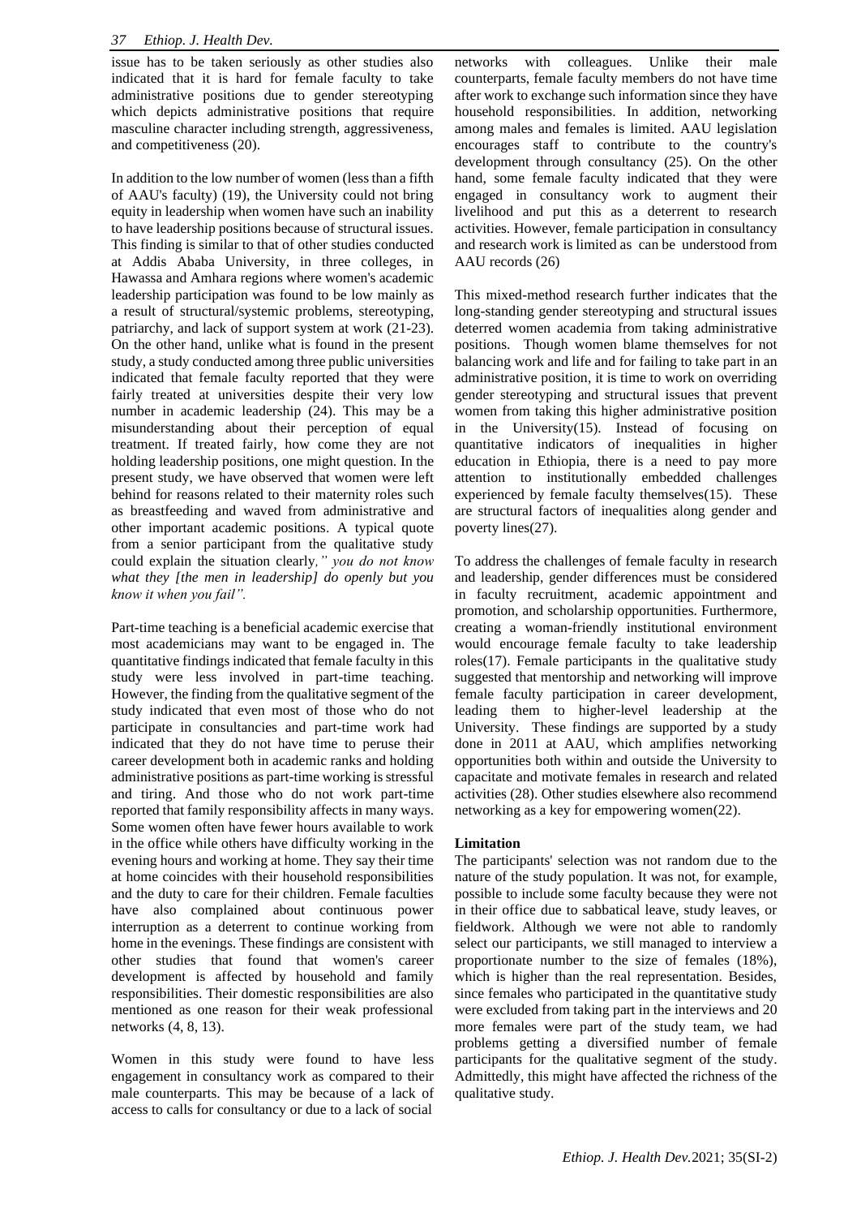issue has to be taken seriously as other studies also indicated that it is hard for female faculty to take administrative positions due to gender stereotyping which depicts administrative positions that require masculine character including strength, aggressiveness, and competitiveness (20).

In addition to the low number of women (less than a fifth of AAU's faculty) (19), the University could not bring equity in leadership when women have such an inability to have leadership positions because of structural issues. This finding is similar to that of other studies conducted at Addis Ababa University, in three colleges, in Hawassa and Amhara regions where women's academic leadership participation was found to be low mainly as a result of structural/systemic problems, stereotyping, patriarchy, and lack of support system at work (21-23). On the other hand, unlike what is found in the present study, a study conducted among three public universities indicated that female faculty reported that they were fairly treated at universities despite their very low number in academic leadership (24). This may be a misunderstanding about their perception of equal treatment. If treated fairly, how come they are not holding leadership positions, one might question. In the present study, we have observed that women were left behind for reasons related to their maternity roles such as breastfeeding and waved from administrative and other important academic positions. A typical quote from a senior participant from the qualitative study could explain the situation clearly*," you do not know what they [the men in leadership] do openly but you know it when you fail".*

Part-time teaching is a beneficial academic exercise that most academicians may want to be engaged in. The quantitative findings indicated that female faculty in this study were less involved in part-time teaching. However, the finding from the qualitative segment of the study indicated that even most of those who do not participate in consultancies and part-time work had indicated that they do not have time to peruse their career development both in academic ranks and holding administrative positions as part-time working is stressful and tiring. And those who do not work part-time reported that family responsibility affects in many ways. Some women often have fewer hours available to work in the office while others have difficulty working in the evening hours and working at home. They say their time at home coincides with their household responsibilities and the duty to care for their children. Female faculties have also complained about continuous power interruption as a deterrent to continue working from home in the evenings. These findings are consistent with other studies that found that women's career development is affected by household and family responsibilities. Their domestic responsibilities are also mentioned as one reason for their weak professional networks (4, 8, 13).

Women in this study were found to have less engagement in consultancy work as compared to their male counterparts. This may be because of a lack of access to calls for consultancy or due to a lack of social networks with colleagues. Unlike their male counterparts, female faculty members do not have time after work to exchange such information since they have household responsibilities. In addition, networking among males and females is limited. AAU legislation encourages staff to contribute to the country's development through consultancy (25). On the other hand, some female faculty indicated that they were engaged in consultancy work to augment their livelihood and put this as a deterrent to research activities. However, female participation in consultancy and research work is limited as can be understood from AAU records (26)

This mixed-method research further indicates that the long-standing gender stereotyping and structural issues deterred women academia from taking administrative positions. Though women blame themselves for not balancing work and life and for failing to take part in an administrative position, it is time to work on overriding gender stereotyping and structural issues that prevent women from taking this higher administrative position in the University(15). Instead of focusing on quantitative indicators of inequalities in higher education in Ethiopia, there is a need to pay more attention to institutionally embedded challenges experienced by female faculty themselves(15). These are structural factors of inequalities along gender and poverty lines(27).

To address the challenges of female faculty in research and leadership, gender differences must be considered in faculty recruitment, academic appointment and promotion, and scholarship opportunities. Furthermore, creating a woman-friendly institutional environment would encourage female faculty to take leadership roles(17). Female participants in the qualitative study suggested that mentorship and networking will improve female faculty participation in career development, leading them to higher-level leadership at the University. These findings are supported by a study done in 2011 at AAU, which amplifies networking opportunities both within and outside the University to capacitate and motivate females in research and related activities (28). Other studies elsewhere also recommend networking as a key for empowering women(22).

**Limitation**

The participants' selection was not random due to the nature of the study population. It was not, for example, possible to include some faculty because they were not in their office due to sabbatical leave, study leaves, or fieldwork. Although we were not able to randomly select our participants, we still managed to interview a proportionate number to the size of females (18%), which is higher than the real representation. Besides, since females who participated in the quantitative study were excluded from taking part in the interviews and 20 more females were part of the study team, we had problems getting a diversified number of female participants for the qualitative segment of the study. Admittedly, this might have affected the richness of the qualitative study.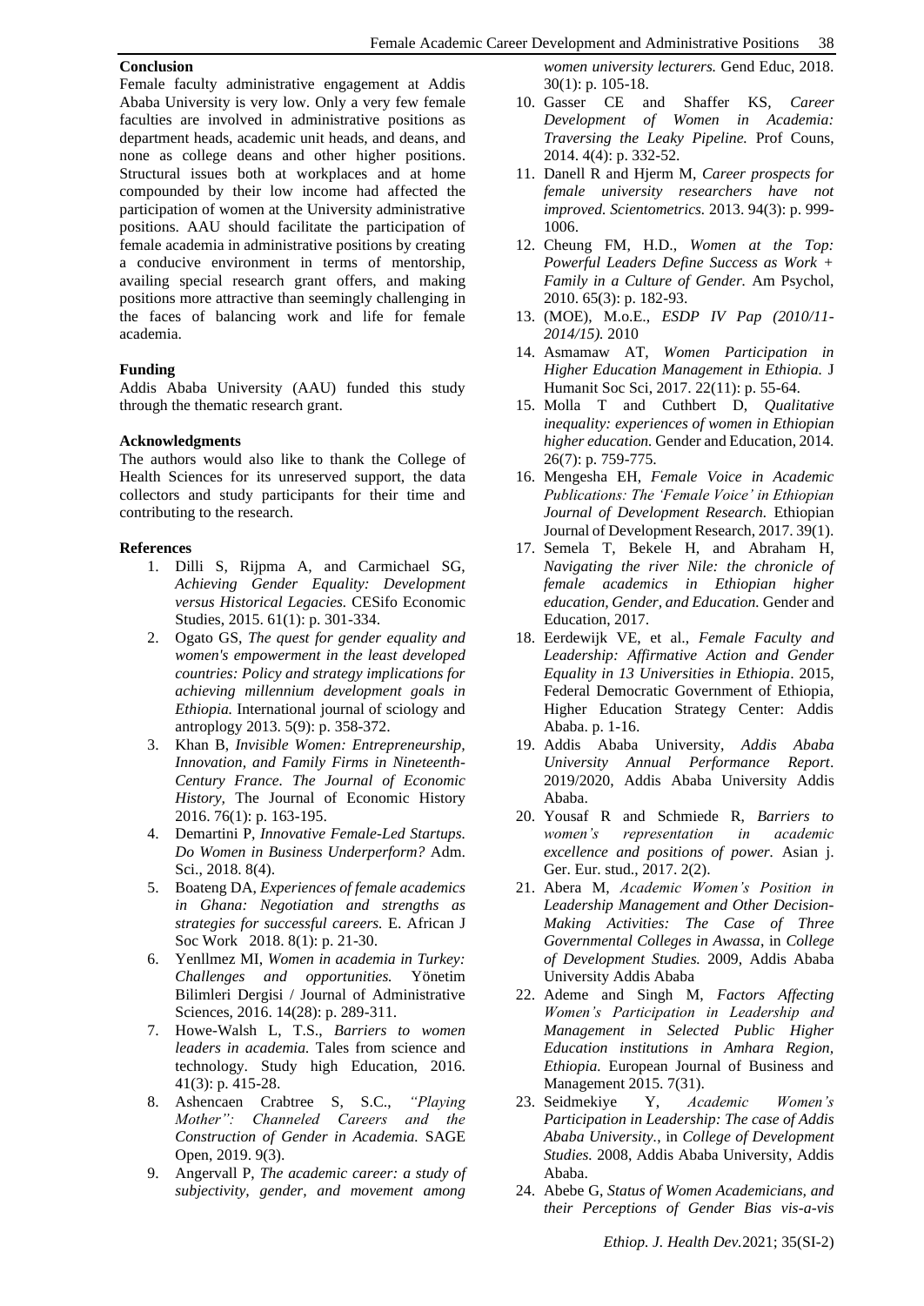### Conclusion

Female faculty administrative engagement at Addis Ababa University is very low. Only a very few female faculties are involved in administrative positions as department heads, academic unit heads, and deans, and none as college deans and other higher positions. Structural issues both at workplaces and at home compounded by their low income had affected the participation of women at the University administrative positions. AAU should facilitate the participation of female academia in administrative positions by creating a conducive environment in terms of mentorship, availing special research grant offers, and making positions more attractive than seemingly challenging in the faces of balancing work and life for female academia.

### Funding

Addis Ababa University (AAU) funded this study through the thematic research grant.

### Acknowledgments

The authors would also like to thank the College of Health Sciences for its unreserved support, the data collectors and study participants for their time and contributing to the research.

### References

1. Dilli S, Rijpma A, and Carmichael SG, *Achieving Gender Equality: Development versus Historical Legacies.* CESifo Economic Studies, 2015. 61(1): p. 301-334.
2. Ogato GS, *The quest for gender equality and women's empowerment in the least developed countries: Policy and strategy implications for achieving millennium development goals in Ethiopia.* International journal of sciology and antroplogy 2013. 5(9): p. 358-372.
3. Khan B, *Invisible Women: Entrepreneurship, Innovation, and Family Firms in Nineteenth-Century France. The Journal of Economic History,* The Journal of Economic History 2016. 76(1): p. 163-195.
4. Demartini P, *Innovative Female-Led Startups. Do Women in Business Underperform?* Adm. Sci., 2018. 8(4).
5. Boateng DA, *Experiences of female academics in Ghana: Negotiation and strengths as strategies for successful careers.* E. African J Soc Work 2018. 8(1): p. 21-30.
6. Yenllmez MI, *Women in academia in Turkey: Challenges and opportunities.* Yönetim Bilimleri Dergisi / Journal of Administrative Sciences, 2016. 14(28): p. 289-311.
7. Howe-Walsh L, T.S., *Barriers to women leaders in academia.* Tales from science and technology. Study high Education, 2016. 41(3): p. 415-28.
8. Ashencaen Crabtree S, S.C., *"Playing Mother": Channeled Careers and the Construction of Gender in Academia.* SAGE Open, 2019. 9(3).
9. Angervall P, *The academic career: a study of subjectivity, gender, and movement among women university lecturers.* Gend Educ, 2018. 30(1): p. 105-18.
10. Gasser CE and Shaffer KS, *Career Development of Women in Academia: Traversing the Leaky Pipeline.* Prof Couns, 2014. 4(4): p. 332-52.
11. Danell R and Hjerm M, *Career prospects for female university researchers have not improved. Scientometrics.* 2013. 94(3): p. 999-1006.
12. Cheung FM, H.D., *Women at the Top: Powerful Leaders Define Success as Work + Family in a Culture of Gender.* Am Psychol, 2010. 65(3): p. 182-93.
13. (MOE), M.o.E., *ESDP IV Pap (2010/11-2014/15).* 2010
14. Asmamaw AT, *Women Participation in Higher Education Management in Ethiopia.* J Humanit Soc Sci, 2017. 22(11): p. 55-64.
15. Molla T and Cuthbert D, *Qualitative inequality: experiences of women in Ethiopian higher education.* Gender and Education, 2014. 26(7): p. 759-775.
16. Mengesha EH, *Female Voice in Academic Publications: The 'Female Voice' in Ethiopian Journal of Development Research.* Ethiopian Journal of Development Research, 2017. 39(1).
17. Semela T, Bekele H, and Abraham H, *Navigating the river Nile: the chronicle of female academics in Ethiopian higher education, Gender, and Education.* Gender and Education, 2017.
18. Eerdewijk VE, et al., *Female Faculty and Leadership: Affirmative Action and Gender Equality in 13 Universities in Ethiopia*. 2015, Federal Democratic Government of Ethiopia, Higher Education Strategy Center: Addis Ababa. p. 1-16.
19. Addis Ababa University, *Addis Ababa University Annual Performance Report*. 2019/2020, Addis Ababa University Addis Ababa.
20. Yousaf R and Schmiede R, *Barriers to women's representation in academic excellence and positions of power.* Asian j. Ger. Eur. stud., 2017. 2(2).
21. Abera M, *Academic Women's Position in Leadership Management and Other Decision-Making Activities: The Case of Three Governmental Colleges in Awassa*, in *College of Development Studies.* 2009, Addis Ababa University Addis Ababa
22. Ademe and Singh M, *Factors Affecting Women's Participation in Leadership and Management in Selected Public Higher Education institutions in Amhara Region, Ethiopia.* European Journal of Business and Management 2015. 7(31).
23. Seidmekiye Y, *Academic Women's Participation in Leadership: The case of Addis Ababa University.*, in *College of Development Studies.* 2008, Addis Ababa University, Addis Ababa.
24. Abebe G, *Status of Women Academicians, and their Perceptions of Gender Bias vis-a-vis*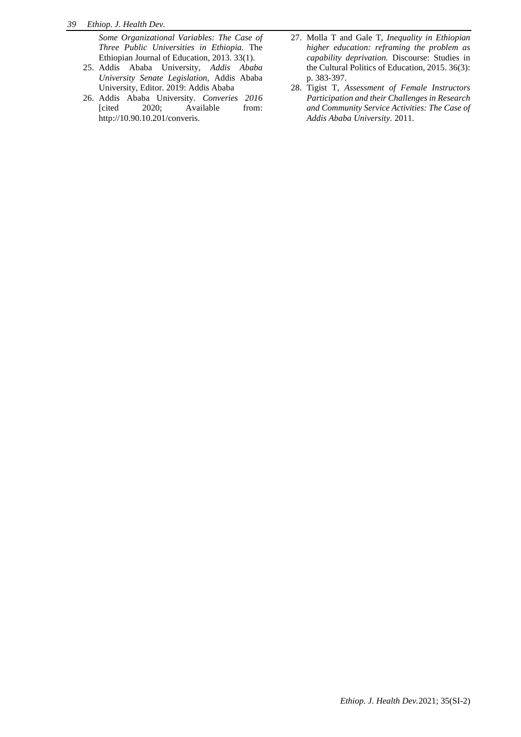*Some Organizational Variables: The Case of Three Public Universities in Ethiopia.* The Ethiopian Journal of Education, 2013. 33(1).

25. Addis Ababa University, *Addis Ababa University Senate Legislation,* Addis Ababa University, Editor. 2019: Addis Ababa
26. Addis Ababa University. *Converies 2016* [cited 2020; Available from: http://10.90.10.201/converis.
27. Molla T and Gale T, *Inequality in Ethiopian higher education: reframing the problem as capability deprivation.* Discourse: Studies in the Cultural Politics of Education, 2015. 36(3): p. 383-397.
28. Tigist T, *Assessment of Female Instructors Participation and their Challenges in Research and Community Service Activities: The Case of Addis Ababa University.* 2011.